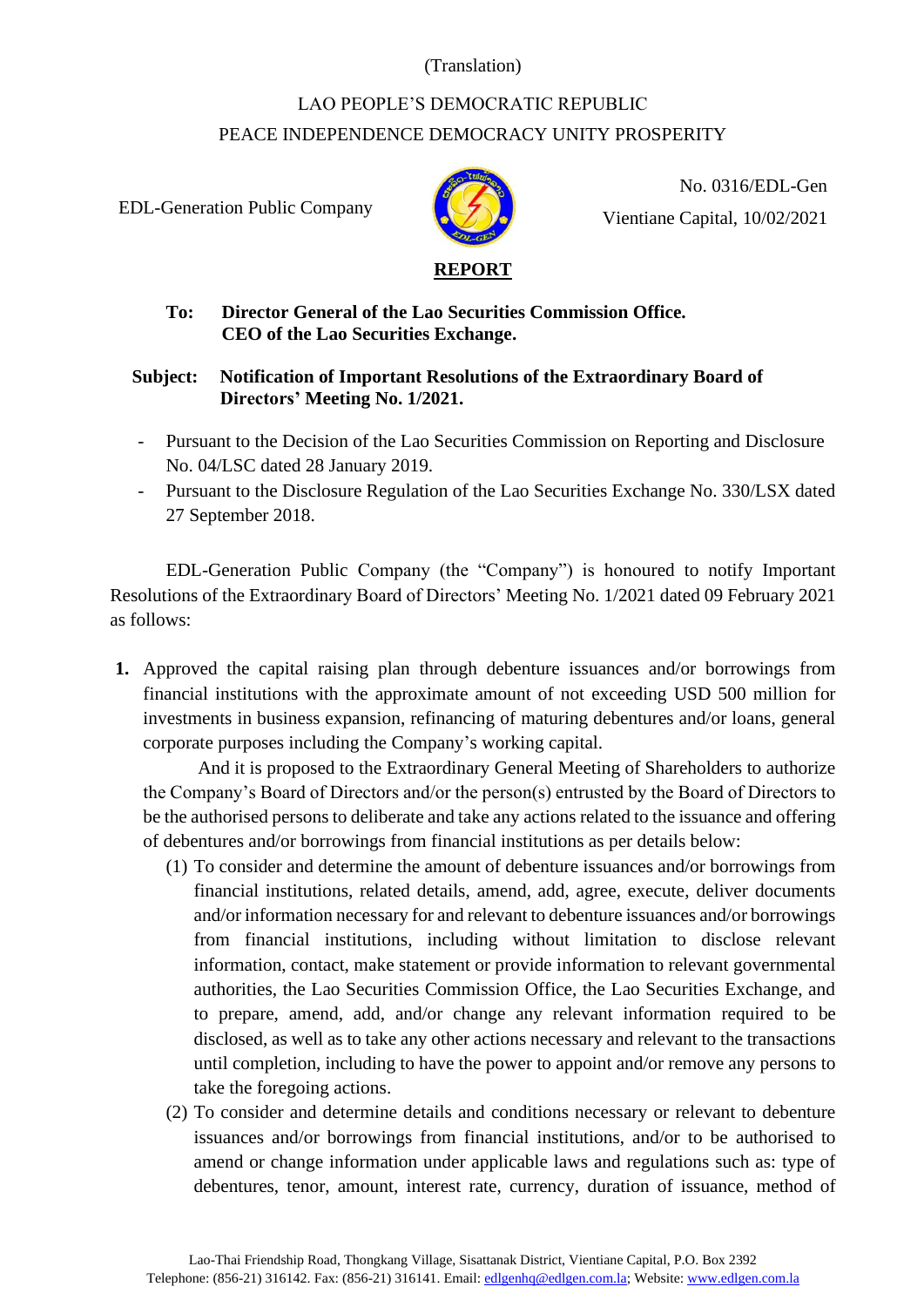(Translation)

LAO PEOPLE'S DEMOCRATIC REPUBLIC

PEACE INDEPENDENCE DEMOCRACY UNITY PROSPERITY

EDL-Generation Public Company

No. 0316/EDL-Gen

Vientiane Capital, 10/02/2021

# REPORT

**To: Director General of the Lao Securities Commission Office.**
**CEO of the Lao Securities Exchange.**

**Subject: Notification of Important Resolutions of the Extraordinary Board of Directors' Meeting No. 1/2021.**

- Pursuant to the Decision of the Lao Securities Commission on Reporting and Disclosure No. 04/LSC dated 28 January 2019.
- Pursuant to the Disclosure Regulation of the Lao Securities Exchange No. 330/LSX dated 27 September 2018.

EDL-Generation Public Company (the "Company") is honoured to notify Important Resolutions of the Extraordinary Board of Directors' Meeting No. 1/2021 dated 09 February 2021 as follows:

1. Approved the capital raising plan through debenture issuances and/or borrowings from financial institutions with the approximate amount of not exceeding USD 500 million for investments in business expansion, refinancing of maturing debentures and/or loans, general corporate purposes including the Company's working capital.

   And it is proposed to the Extraordinary General Meeting of Shareholders to authorize the Company's Board of Directors and/or the person(s) entrusted by the Board of Directors to be the authorised persons to deliberate and take any actions related to the issuance and offering of debentures and/or borrowings from financial institutions as per details below:

   (1) To consider and determine the amount of debenture issuances and/or borrowings from financial institutions, related details, amend, add, agree, execute, deliver documents and/or information necessary for and relevant to debenture issuances and/or borrowings from financial institutions, including without limitation to disclose relevant information, contact, make statement or provide information to relevant governmental authorities, the Lao Securities Commission Office, the Lao Securities Exchange, and to prepare, amend, add, and/or change any relevant information required to be disclosed, as well as to take any other actions necessary and relevant to the transactions until completion, including to have the power to appoint and/or remove any persons to take the foregoing actions.

   (2) To consider and determine details and conditions necessary or relevant to debenture issuances and/or borrowings from financial institutions, and/or to be authorised to amend or change information under applicable laws and regulations such as: type of debentures, tenor, amount, interest rate, currency, duration of issuance, method of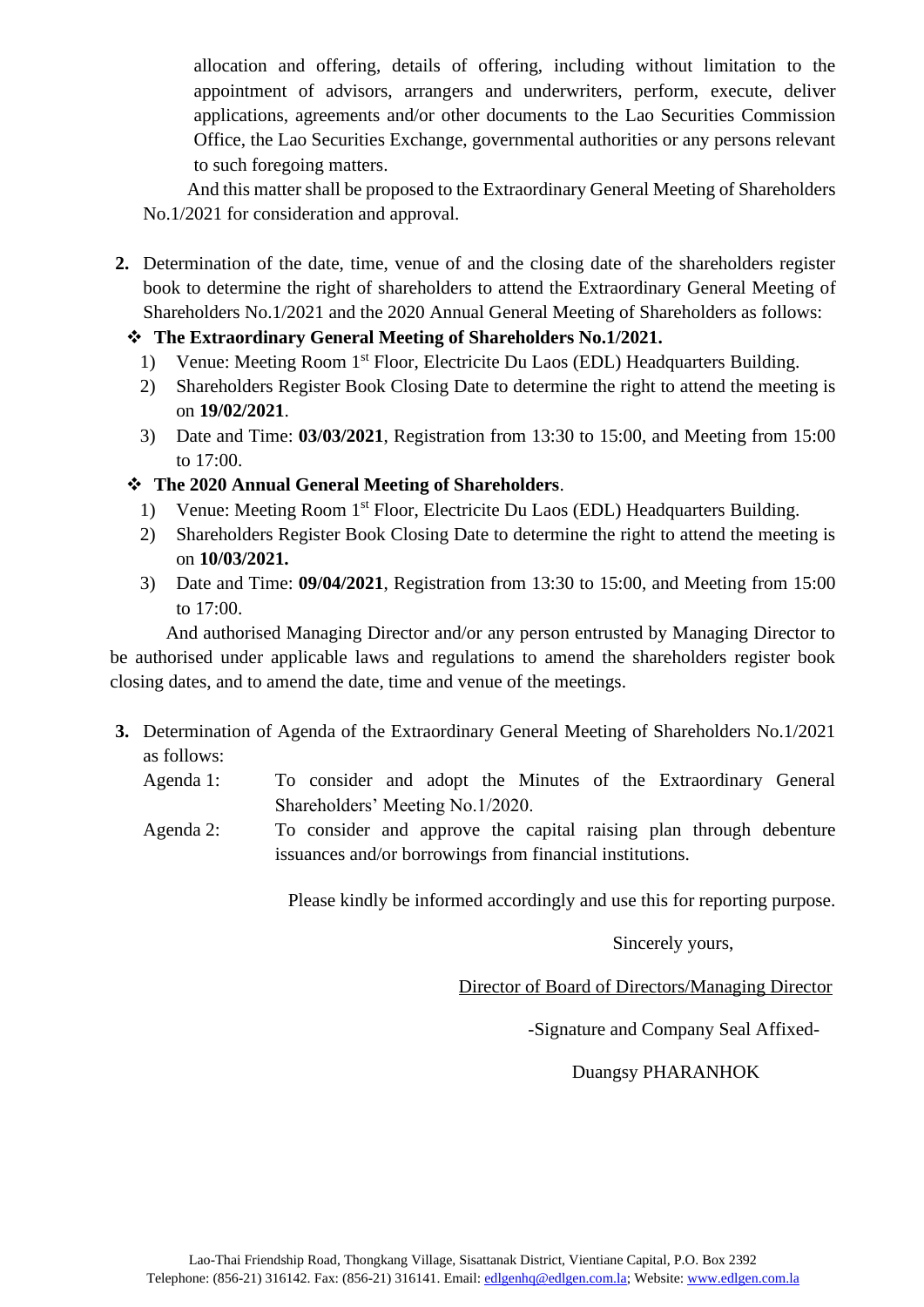allocation and offering, details of offering, including without limitation to the appointment of advisors, arrangers and underwriters, perform, execute, deliver applications, agreements and/or other documents to the Lao Securities Commission Office, the Lao Securities Exchange, governmental authorities or any persons relevant to such foregoing matters.

And this matter shall be proposed to the Extraordinary General Meeting of Shareholders No.1/2021 for consideration and approval.

**2.** Determination of the date, time, venue of and the closing date of the shareholders register book to determine the right of shareholders to attend the Extraordinary General Meeting of Shareholders No.1/2021 and the 2020 Annual General Meeting of Shareholders as follows:

❖ **The Extraordinary General Meeting of Shareholders No.1/2021.**

1) Venue: Meeting Room 1st Floor, Electricite Du Laos (EDL) Headquarters Building.
2) Shareholders Register Book Closing Date to determine the right to attend the meeting is on **19/02/2021**.
3) Date and Time: **03/03/2021**, Registration from 13:30 to 15:00, and Meeting from 15:00 to 17:00.

❖ **The 2020 Annual General Meeting of Shareholders**.

1) Venue: Meeting Room 1st Floor, Electricite Du Laos (EDL) Headquarters Building.
2) Shareholders Register Book Closing Date to determine the right to attend the meeting is on **10/03/2021.**
3) Date and Time: **09/04/2021**, Registration from 13:30 to 15:00, and Meeting from 15:00 to 17:00.

And authorised Managing Director and/or any person entrusted by Managing Director to be authorised under applicable laws and regulations to amend the shareholders register book closing dates, and to amend the date, time and venue of the meetings.

**3.** Determination of Agenda of the Extraordinary General Meeting of Shareholders No.1/2021 as follows:

Agenda 1: To consider and adopt the Minutes of the Extraordinary General Shareholders' Meeting No.1/2020.

Agenda 2: To consider and approve the capital raising plan through debenture issuances and/or borrowings from financial institutions.

Please kindly be informed accordingly and use this for reporting purpose.

Sincerely yours,

Director of Board of Directors/Managing Director

-Signature and Company Seal Affixed-

Duangsy PHARANHOK

Lao-Thai Friendship Road, Thongkang Village, Sisattanak District, Vientiane Capital, P.O. Box 2392
Telephone: (856-21) 316142. Fax: (856-21) 316141. Email: edlgenhq@edlgen.com.la; Website: www.edlgen.com.la